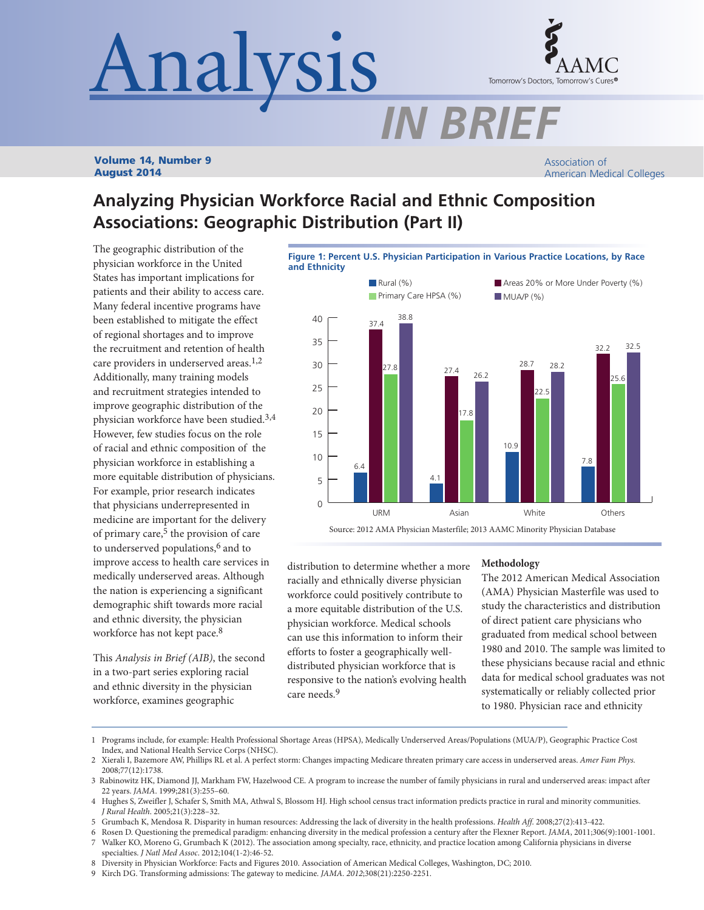# Analysis IN BRIEF

**Volume 14, Number 9**
**August 2014**

Association of American Medical Colleges

## Analyzing Physician Workforce Racial and Ethnic Composition Associations: Geographic Distribution (Part II)

The geographic distribution of the physician workforce in the United States has important implications for patients and their ability to access care. Many federal incentive programs have been established to mitigate the effect of regional shortages and to improve the recruitment and retention of health care providers in underserved areas.[1,2] Additionally, many training models and recruitment strategies intended to improve geographic distribution of the physician workforce have been studied.[3,4] However, few studies focus on the role of racial and ethnic composition of the physician workforce in establishing a more equitable distribution of physicians. For example, prior research indicates that physicians underrepresented in medicine are important for the delivery of primary care,[5] the provision of care to underserved populations,[6] and to improve access to health care services in medically underserved areas. Although the nation is experiencing a significant demographic shift towards more racial and ethnic diversity, the physician workforce has not kept pace.[8]

This *Analysis in Brief (AIB)*, the second in a two-part series exploring racial and ethnic diversity in the physician workforce, examines geographic distribution to determine whether a more racially and ethnically diverse physician workforce could positively contribute to a more equitable distribution of the U.S. physician workforce. Medical schools can use this information to inform their efforts to foster a geographically well-distributed physician workforce that is responsive to the nation's evolving health care needs.[9]

**Figure 1: Percent U.S. Physician Participation in Various Practice Locations, by Race and Ethnicity**

| | Rural (%) | Areas 20% or More Under Poverty (%) | Primary Care HPSA (%) | MUA/P (%) |
|---|---|---|---|---|
| URM | 6.4 | 37.4 | 27.8 | 38.8 |
| Asian | 4.1 | 27.4 | 17.8 | 26.2 |
| White | 10.9 | 28.7 | 22.5 | 28.2 |
| Others | 7.8 | 32.2 | 25.6 | 32.5 |

Source: 2012 AMA Physician Masterfile; 2013 AAMC Minority Physician Database

### Methodology

The 2012 American Medical Association (AMA) Physician Masterfile was used to study the characteristics and distribution of direct patient care physicians who graduated from medical school between 1980 and 2010. The sample was limited to these physicians because racial and ethnic data for medical school graduates was not systematically or reliably collected prior to 1980. Physician race and ethnicity

---

1 Programs include, for example: Health Professional Shortage Areas (HPSA), Medically Underserved Areas/Populations (MUA/P), Geographic Practice Cost Index, and National Health Service Corps (NHSC).

2 Xierali I, Bazemore AW, Phillips RL et al. A perfect storm: Changes impacting Medicare threaten primary care access in underserved areas. *Amer Fam Phys.* 2008;77(12):1738.

3 Rabinowitz HK, Diamond JJ, Markham FW, Hazelwood CE. A program to increase the number of family physicians in rural and underserved areas: impact after 22 years. *JAMA*. 1999;281(3):255–60.

4 Hughes S, Zweifler J, Schafer S, Smith MA, Athwal S, Blossom HJ. High school census tract information predicts practice in rural and minority communities. *J Rural Health*. 2005;21(3):228–32.

5 Grumbach K, Mendosa R. Disparity in human resources: Addressing the lack of diversity in the health professions. *Health Aff*. 2008;27(2):413-422.

6 Rosen D. Questioning the premedical paradigm: enhancing diversity in the medical profession a century after the Flexner Report. *JAMA*, 2011;306(9):1001-1001.

7 Walker KO, Moreno G, Grumbach K (2012). The association among specialty, race, ethnicity, and practice location among California physicians in diverse specialties. *J Natl Med Assoc*. 2012;104(1-2):46-52.

8 Diversity in Physician Workforce: Facts and Figures 2010. Association of American Medical Colleges, Washington, DC; 2010.

9 Kirch DG. Transforming admissions: The gateway to medicine. *JAMA*. *2012*;308(21):2250-2251.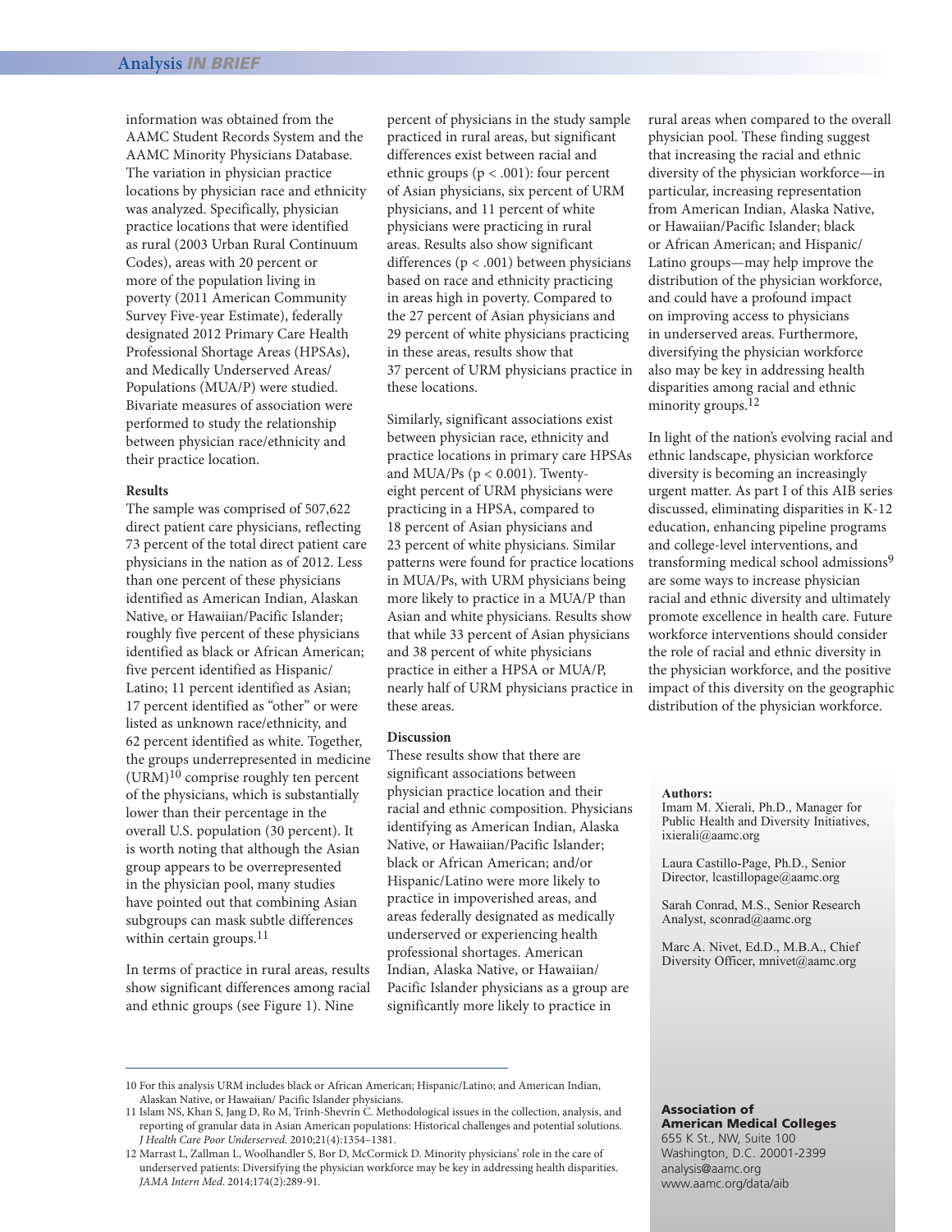information was obtained from the AAMC Student Records System and the AAMC Minority Physicians Database. The variation in physician practice locations by physician race and ethnicity was analyzed. Specifically, physician practice locations that were identified as rural (2003 Urban Rural Continuum Codes), areas with 20 percent or more of the population living in poverty (2011 American Community Survey Five-year Estimate), federally designated 2012 Primary Care Health Professional Shortage Areas (HPSAs), and Medically Underserved Areas/Populations (MUA/P) were studied. Bivariate measures of association were performed to study the relationship between physician race/ethnicity and their practice location.

**Results**

The sample was comprised of 507,622 direct patient care physicians, reflecting 73 percent of the total direct patient care physicians in the nation as of 2012. Less than one percent of these physicians identified as American Indian, Alaskan Native, or Hawaiian/Pacific Islander; roughly five percent of these physicians identified as black or African American; five percent identified as Hispanic/Latino; 11 percent identified as Asian; 17 percent identified as "other" or were listed as unknown race/ethnicity, and 62 percent identified as white. Together, the groups underrepresented in medicine (URM)[10] comprise roughly ten percent of the physicians, which is substantially lower than their percentage in the overall U.S. population (30 percent). It is worth noting that although the Asian group appears to be overrepresented in the physician pool, many studies have pointed out that combining Asian subgroups can mask subtle differences within certain groups.[11]

In terms of practice in rural areas, results show significant differences among racial and ethnic groups (see Figure 1). Nine percent of physicians in the study sample practiced in rural areas, but significant differences exist between racial and ethnic groups ($p < .001$): four percent of Asian physicians, six percent of URM physicians, and 11 percent of white physicians were practicing in rural areas. Results also show significant differences ($p < .001$) between physicians based on race and ethnicity practicing in areas high in poverty. Compared to the 27 percent of Asian physicians and 29 percent of white physicians practicing in these areas, results show that 37 percent of URM physicians practice in these locations.

Similarly, significant associations exist between physician race, ethnicity and practice locations in primary care HPSAs and MUA/Ps ($p < 0.001$). Twenty-eight percent of URM physicians were practicing in a HPSA, compared to 18 percent of Asian physicians and 23 percent of white physicians. Similar patterns were found for practice locations in MUA/Ps, with URM physicians being more likely to practice in a MUA/P than Asian and white physicians. Results show that while 33 percent of Asian physicians and 38 percent of white physicians practice in either a HPSA or MUA/P, nearly half of URM physicians practice in these areas.

**Discussion**

These results show that there are significant associations between physician practice location and their racial and ethnic composition. Physicians identifying as American Indian, Alaska Native, or Hawaiian/Pacific Islander; black or African American; and/or Hispanic/Latino were more likely to practice in impoverished areas, and areas federally designated as medically underserved or experiencing health professional shortages. American Indian, Alaska Native, or Hawaiian/Pacific Islander physicians as a group are significantly more likely to practice in rural areas when compared to the overall physician pool. These finding suggest that increasing the racial and ethnic diversity of the physician workforce—in particular, increasing representation from American Indian, Alaska Native, or Hawaiian/Pacific Islander; black or African American; and Hispanic/Latino groups—may help improve the distribution of the physician workforce, and could have a profound impact on improving access to physicians in underserved areas. Furthermore, diversifying the physician workforce also may be key in addressing health disparities among racial and ethnic minority groups.[12]

In light of the nation's evolving racial and ethnic landscape, physician workforce diversity is becoming an increasingly urgent matter. As part I of this AIB series discussed, eliminating disparities in K-12 education, enhancing pipeline programs and college-level interventions, and transforming medical school admissions[9] are some ways to increase physician racial and ethnic diversity and ultimately promote excellence in health care. Future workforce interventions should consider the role of racial and ethnic diversity in the physician workforce, and the positive impact of this diversity on the geographic distribution of the physician workforce.

**Authors:**

Imam M. Xierali, Ph.D., Manager for Public Health and Diversity Initiatives, ixierali@aamc.org

Laura Castillo-Page, Ph.D., Senior Director, lcastillopage@aamc.org

Sarah Conrad, M.S., Senior Research Analyst, sconrad@aamc.org

Marc A. Nivet, Ed.D., M.B.A., Chief Diversity Officer, mnivet@aamc.org

---

10 For this analysis URM includes black or African American; Hispanic/Latino; and American Indian, Alaskan Native, or Hawaiian/ Pacific Islander physicians.

11 Islam NS, Khan S, Jang D, Ro M, Trinh-Shevrin C. Methodological issues in the collection, analysis, and reporting of granular data in Asian American populations: Historical challenges and potential solutions. *J Health Care Poor Underserved*. 2010;21(4):1354–1381.

12 Marrast L, Zallman L, Woolhandler S, Bor D, McCormick D. Minority physicians' role in the care of underserved patients: Diversifying the physician workforce may be key in addressing health disparities. *JAMA Intern Med*. 2014;174(2):289-91.

**Association of American Medical Colleges**
655 K St., NW, Suite 100
Washington, D.C. 20001-2399
analysis@aamc.org
www.aamc.org/data/aib